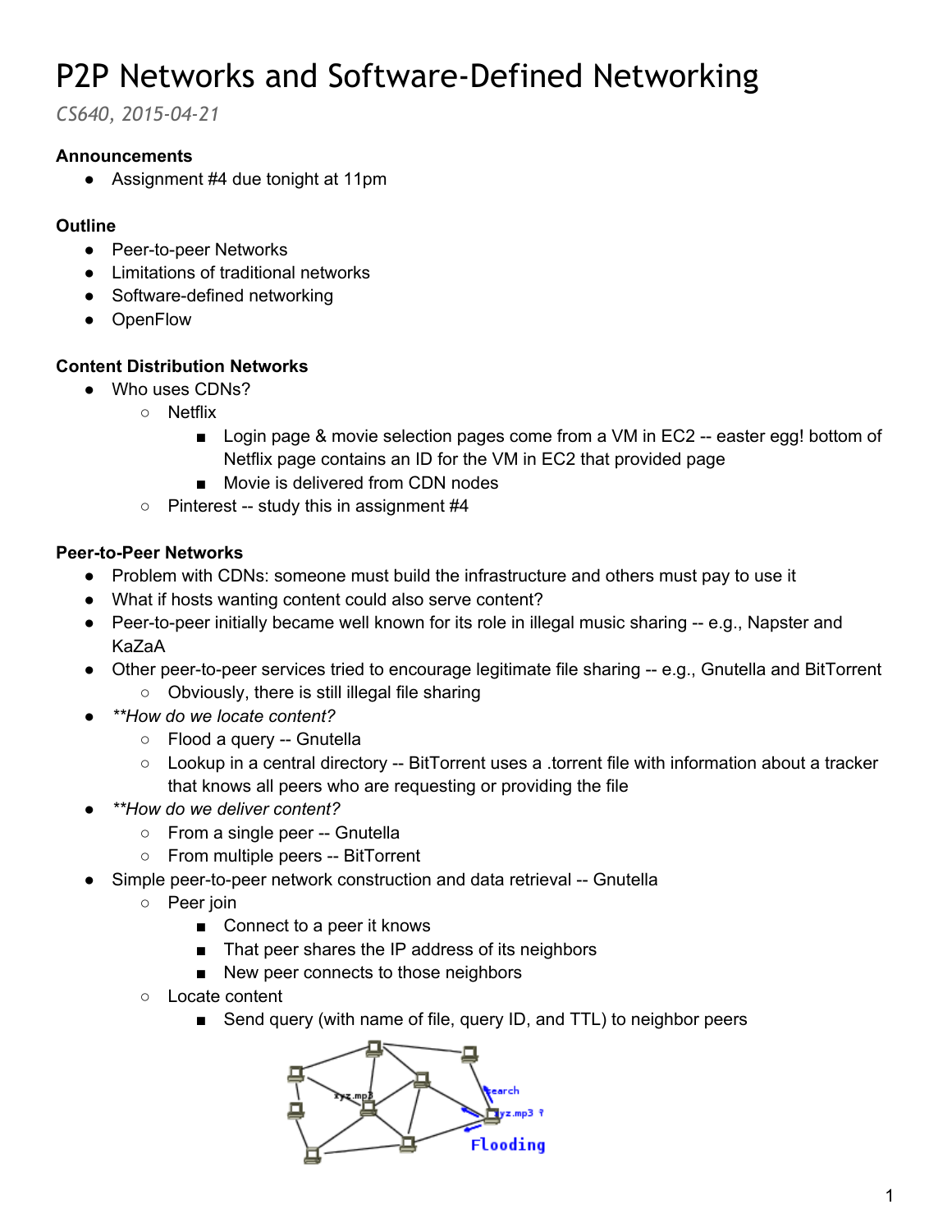# P2P Networks and Software-Defined Networking

*CS640, 2015-04-21*

**Announcements**

- Assignment #4 due tonight at 11pm

**Outline**

- Peer-to-peer Networks
- Limitations of traditional networks
- Software-defined networking
- OpenFlow

**Content Distribution Networks**

- Who uses CDNs?
  - Netflix
    - Login page & movie selection pages come from a VM in EC2 -- easter egg! bottom of Netflix page contains an ID for the VM in EC2 that provided page
    - Movie is delivered from CDN nodes
  - Pinterest -- study this in assignment #4

**Peer-to-Peer Networks**

- Problem with CDNs: someone must build the infrastructure and others must pay to use it
- What if hosts wanting content could also serve content?
- Peer-to-peer initially became well known for its role in illegal music sharing -- e.g., Napster and KaZaA
- Other peer-to-peer services tried to encourage legitimate file sharing -- e.g., Gnutella and BitTorrent
  - Obviously, there is still illegal file sharing
- *\*\*How do we locate content?*
  - Flood a query -- Gnutella
  - Lookup in a central directory -- BitTorrent uses a .torrent file with information about a tracker that knows all peers who are requesting or providing the file
- *\*\*How do we deliver content?*
  - From a single peer -- Gnutella
  - From multiple peers -- BitTorrent
- Simple peer-to-peer network construction and data retrieval -- Gnutella
  - Peer join
    - Connect to a peer it knows
    - That peer shares the IP address of its neighbors
    - New peer connects to those neighbors
  - Locate content
    - Send query (with name of file, query ID, and TTL) to neighbor peers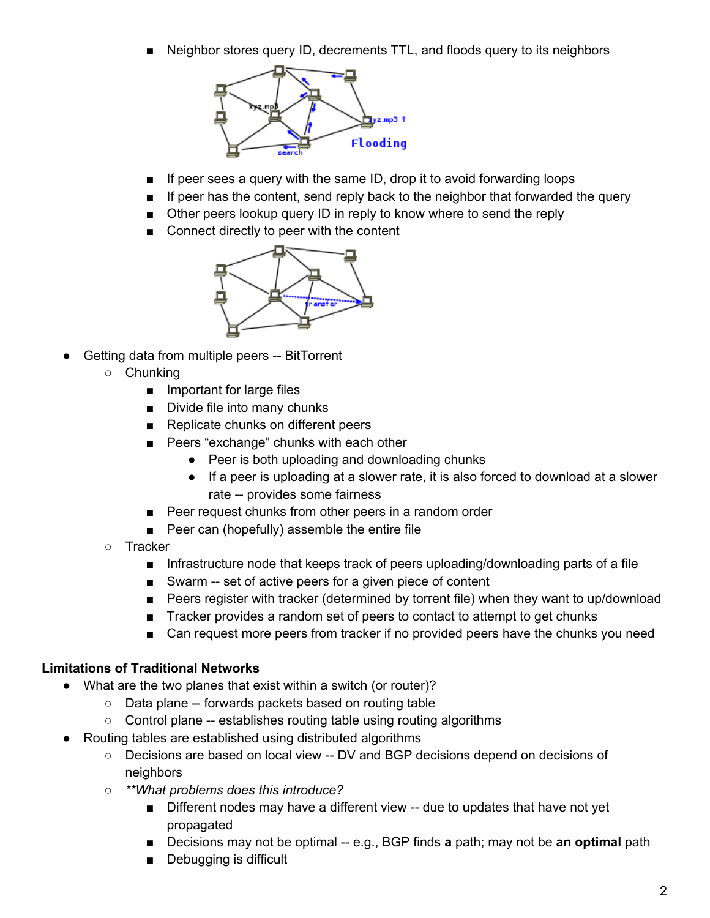- Neighbor stores query ID, decrements TTL, and floods query to its neighbors
        - If peer sees a query with the same ID, drop it to avoid forwarding loops
        - If peer has the content, send reply back to the neighbor that forwarded the query
        - Other peers lookup query ID in reply to know where to send the reply
        - Connect directly to peer with the content

- Getting data from multiple peers -- BitTorrent
    - Chunking
        - Important for large files
        - Divide file into many chunks
        - Replicate chunks on different peers
        - Peers "exchange" chunks with each other
            - Peer is both uploading and downloading chunks
            - If a peer is uploading at a slower rate, it is also forced to download at a slower rate -- provides some fairness
        - Peer request chunks from other peers in a random order
        - Peer can (hopefully) assemble the entire file
    - Tracker
        - Infrastructure node that keeps track of peers uploading/downloading parts of a file
        - Swarm -- set of active peers for a given piece of content
        - Peers register with tracker (determined by torrent file) when they want to up/download
        - Tracker provides a random set of peers to contact to attempt to get chunks
        - Can request more peers from tracker if no provided peers have the chunks you need

**Limitations of Traditional Networks**

- What are the two planes that exist within a switch (or router)?
    - Data plane -- forwards packets based on routing table
    - Control plane -- establishes routing table using routing algorithms
- Routing tables are established using distributed algorithms
    - Decisions are based on local view -- DV and BGP decisions depend on decisions of neighbors
    - *\*\*What problems does this introduce?*
        - Different nodes may have a different view -- due to updates that have not yet propagated
        - Decisions may not be optimal -- e.g., BGP finds **a** path; may not be **an optimal** path
        - Debugging is difficult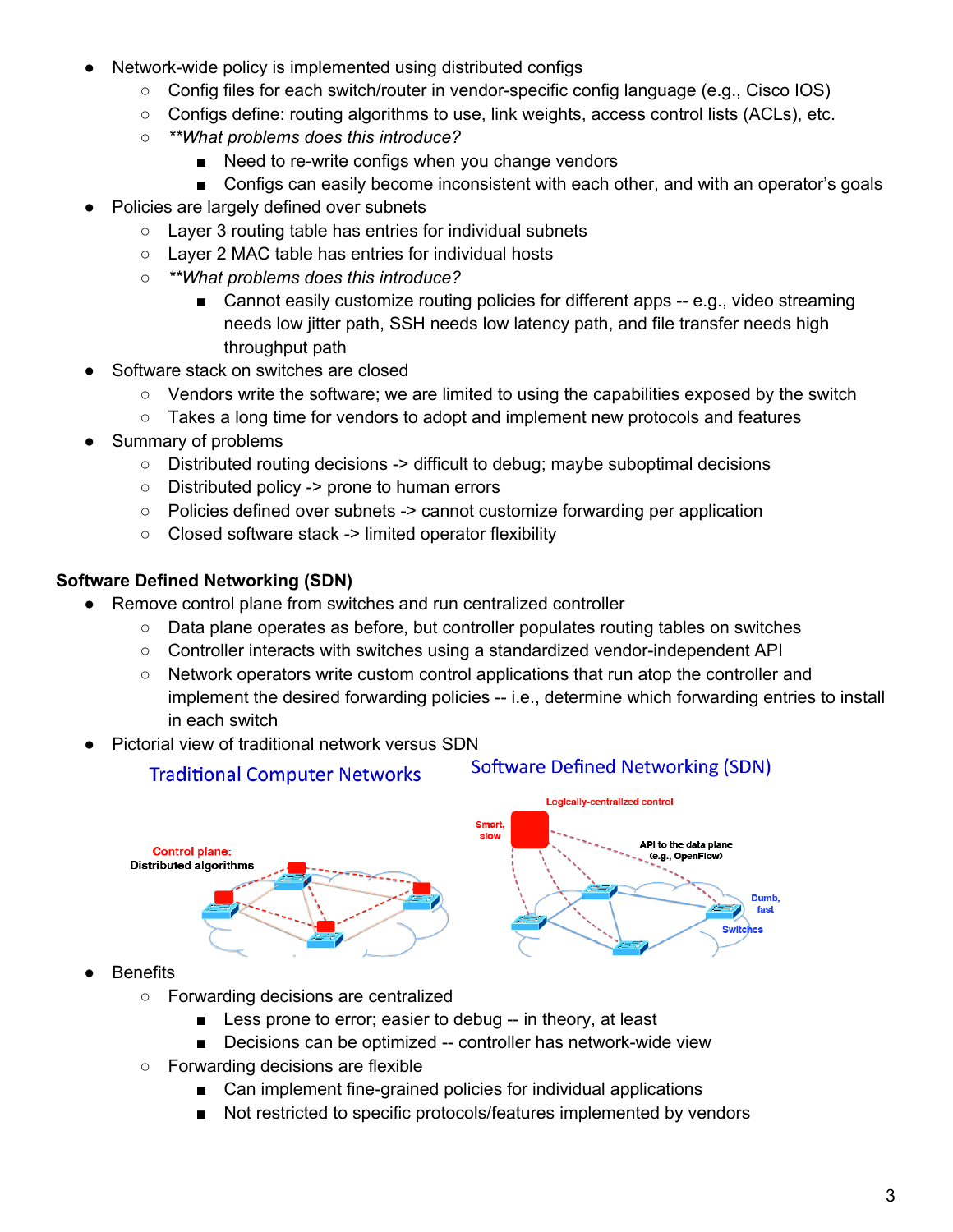- Network-wide policy is implemented using distributed configs
  - Config files for each switch/router in vendor-specific config language (e.g., Cisco IOS)
  - Configs define: routing algorithms to use, link weights, access control lists (ACLs), etc.
  - ***What problems does this introduce?*
    - Need to re-write configs when you change vendors
    - Configs can easily become inconsistent with each other, and with an operator's goals
- Policies are largely defined over subnets
  - Layer 3 routing table has entries for individual subnets
  - Layer 2 MAC table has entries for individual hosts
  - ***What problems does this introduce?*
    - Cannot easily customize routing policies for different apps -- e.g., video streaming needs low jitter path, SSH needs low latency path, and file transfer needs high throughput path
- Software stack on switches are closed
  - Vendors write the software; we are limited to using the capabilities exposed by the switch
  - Takes a long time for vendors to adopt and implement new protocols and features
- Summary of problems
  - Distributed routing decisions -> difficult to debug; maybe suboptimal decisions
  - Distributed policy -> prone to human errors
  - Policies defined over subnets -> cannot customize forwarding per application
  - Closed software stack -> limited operator flexibility

**Software Defined Networking (SDN)**

- Remove control plane from switches and run centralized controller
  - Data plane operates as before, but controller populates routing tables on switches
  - Controller interacts with switches using a standardized vendor-independent API
  - Network operators write custom control applications that run atop the controller and implement the desired forwarding policies -- i.e., determine which forwarding entries to install in each switch
- Pictorial view of traditional network versus SDN

Traditional Computer Networks — Control plane: Distributed algorithms

Software Defined Networking (SDN) — Logically-centralized control; Smart, slow; API to the data plane (e.g., OpenFlow); Dumb, fast Switches

- Benefits
  - Forwarding decisions are centralized
    - Less prone to error; easier to debug -- in theory, at least
    - Decisions can be optimized -- controller has network-wide view
  - Forwarding decisions are flexible
    - Can implement fine-grained policies for individual applications
    - Not restricted to specific protocols/features implemented by vendors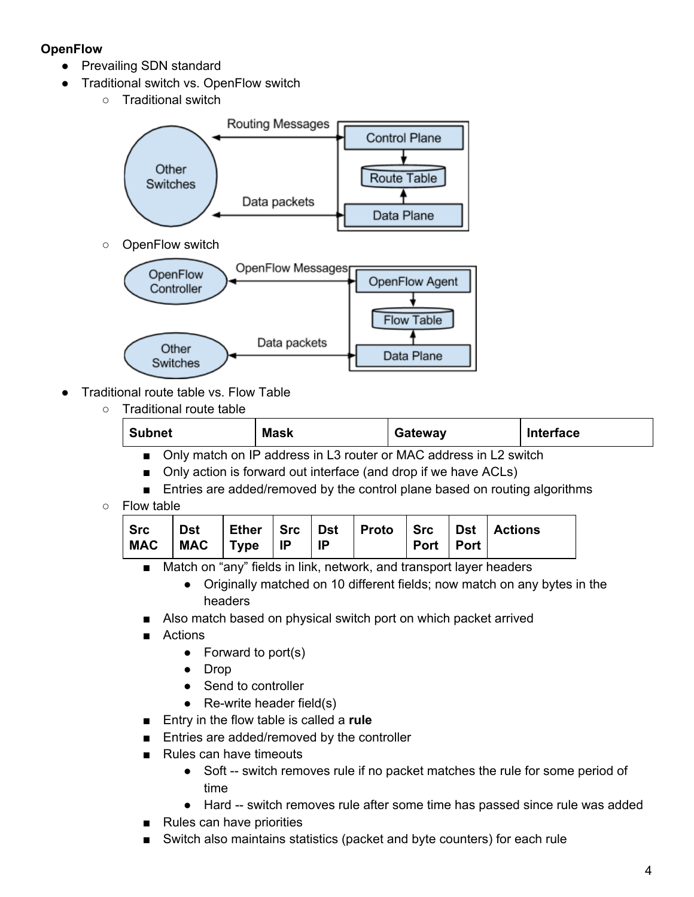**OpenFlow**

- Prevailing SDN standard
- Traditional switch vs. OpenFlow switch
    - Traditional switch
    - OpenFlow switch
- Traditional route table vs. Flow Table
    - Traditional route table

| Subnet | Mask | Gateway | Interface |
|---|---|---|---|

        - Only match on IP address in L3 router or MAC address in L2 switch
        - Only action is forward out interface (and drop if we have ACLs)
        - Entries are added/removed by the control plane based on routing algorithms
    - Flow table

| Src MAC | Dst MAC | Ether Type | Src IP | Dst IP | Proto | Src Port | Dst Port | Actions |
|---|---|---|---|---|---|---|---|---|

        - Match on "any" fields in link, network, and transport layer headers
            - Originally matched on 10 different fields; now match on any bytes in the headers
        - Also match based on physical switch port on which packet arrived
        - Actions
            - Forward to port(s)
            - Drop
            - Send to controller
            - Re-write header field(s)
        - Entry in the flow table is called a **rule**
        - Entries are added/removed by the controller
        - Rules can have timeouts
            - Soft -- switch removes rule if no packet matches the rule for some period of time
            - Hard -- switch removes rule after some time has passed since rule was added
        - Rules can have priorities
        - Switch also maintains statistics (packet and byte counters) for each rule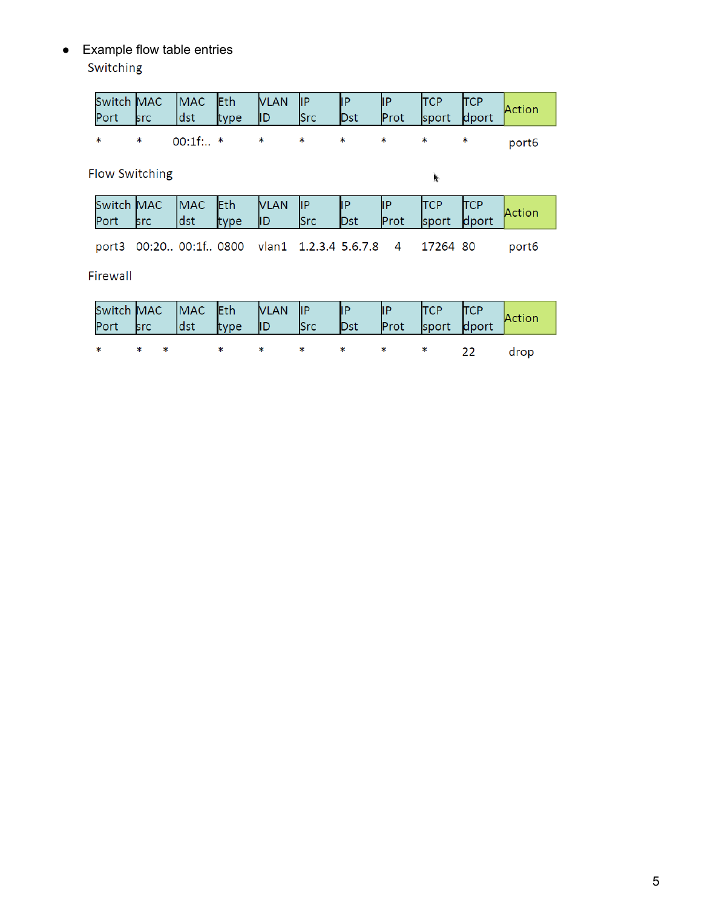- Example flow table entries

Switching

| Switch Port | MAC src | MAC dst | Eth type | VLAN ID | IP Src | IP Dst | IP Prot | TCP sport | TCP dport | Action |
|---|---|---|---|---|---|---|---|---|---|---|
| * | * | 00:1f:.. | * | * | * | * | * | * | * | port6 |

Flow Switching

| Switch Port | MAC src | MAC dst | Eth type | VLAN ID | IP Src | IP Dst | IP Prot | TCP sport | TCP dport | Action |
|---|---|---|---|---|---|---|---|---|---|---|
| port3 | 00:20.. | 00:1f.. | 0800 | vlan1 | 1.2.3.4 | 5.6.7.8 | 4 | 17264 | 80 | port6 |

Firewall

| Switch Port | MAC src | MAC dst | Eth type | VLAN ID | IP Src | IP Dst | IP Prot | TCP sport | TCP dport | Action |
|---|---|---|---|---|---|---|---|---|---|---|
| * | * | * | * | * | * | * | * | * | 22 | drop |